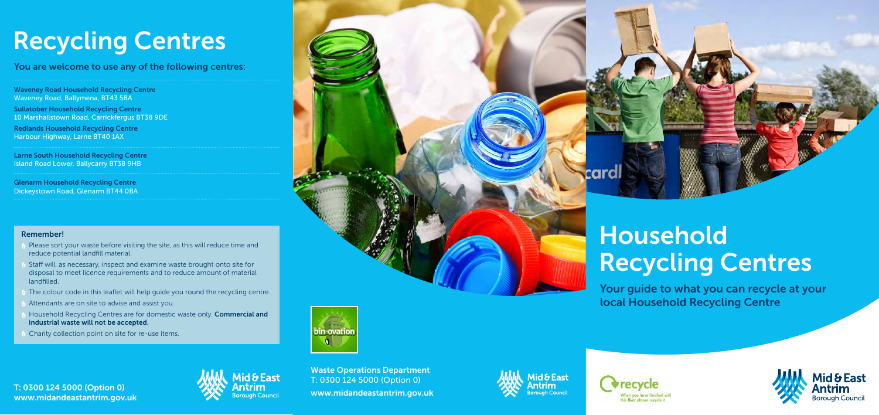# Recycling Centres

You are welcome to use any of the following centres:

**Waveney Road Household Recycling Centre**
Waveney Road, Ballymena, BT43 5BA

**Sullatober Household Recycling Centre**
10 Marshallstown Road, Carrickfergus BT38 9DE

**Redlands Household Recycling Centre**
Harbour Highway, Larne BT40 1AX

**Larne South Household Recycling Centre**
Island Road Lower, Ballycarry BT38 9HB

**Glenarm Household Recycling Centre**
Dickeystown Road, Glenarm BT44 0BA

**Remember!**

- Please sort your waste before visiting the site, as this will reduce time and reduce potential landfill material.
- Staff will, as necessary, inspect and examine waste brought onto site for disposal to meet licence requirements and to reduce amount of material landfilled.
- The colour code in this leaflet will help guide you round the recycling centre.
- Attendants are on site to advise and assist you.
- Household Recycling Centres are for domestic waste only. **Commercial and industrial waste will not be accepted.**
- Charity collection point on site for re-use items.

T: 0300 124 5000 (Option 0)
www.midandeastantrim.gov.uk

Mid & East Antrim Borough Council

bin-ovation

**Waste Operations Department**
T: 0300 124 5000 (Option 0)
www.midandeastantrim.gov.uk

Mid & East Antrim Borough Council

# Household Recycling Centres

Your guide to what you can recycle at your local Household Recycling Centre

recycle
When you have finished with this flyer please recycle it

Mid & East Antrim Borough Council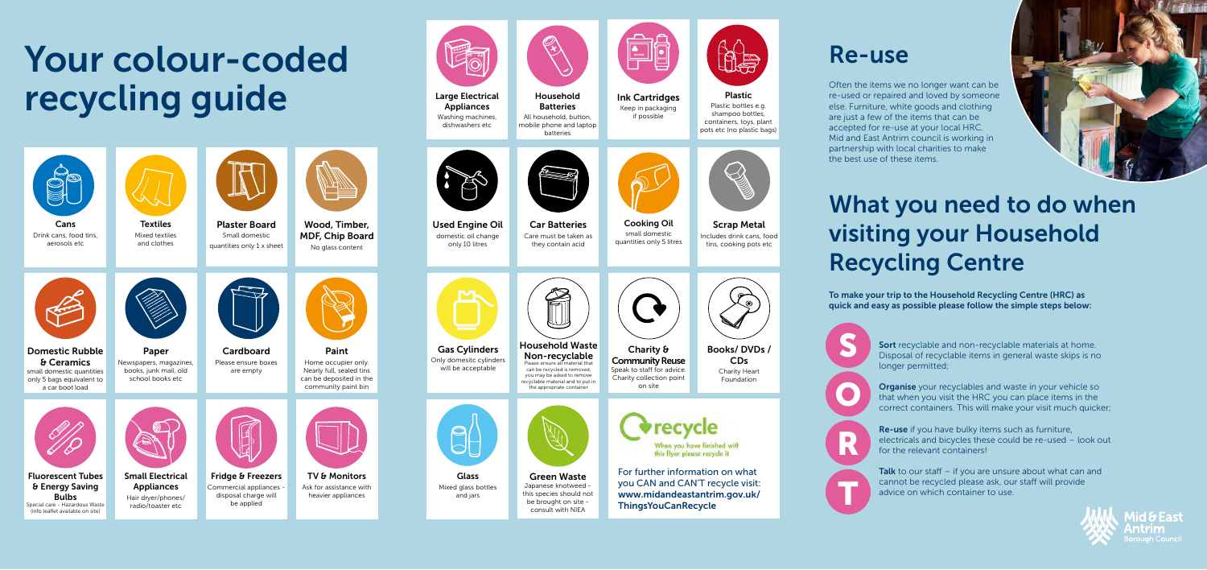# Your colour-coded recycling guide

**Cans**
Drink cans, food tins, aerosols etc

**Textiles**
Mixed textiles and clothes

**Plaster Board**
Small domestic quantities only 1 x sheet

**Wood, Timber, MDF, Chip Board**
No glass content

**Domestic Rubble & Ceramics**
small domestic quantities only 5 bags equivalent to a car boot load

**Paper**
Newspapers, magazines, books, junk mail, old school books etc

**Cardboard**
Please ensure boxes are empty

**Paint**
Home occupier only. Nearly full, sealed tins can be deposited in the community paint bin

**Fluorescent Tubes & Energy Saving Bulbs**
Special care - Hazardous Waste (info leaflet available on site)

**Small Electrical Appliances**
Hair dryer/phones/radio/toaster etc

**Fridge & Freezers**
Commercial appliances - disposal charge will be applied

**TV & Monitors**
Ask for assistance with heavier appliances

**Large Electrical Appliances**
Washing machines, dishwashers etc

**Household Batteries**
All household, button, mobile phone and laptop batteries

**Ink Cartridges**
Keep in packaging if possible

**Plastic**
Plastic bottles e.g. shampoo bottles, containers, toys, plant pots etc (no plastic bags)

**Used Engine Oil**
domestic oil change only 10 litres

**Car Batteries**
Care must be taken as they contain acid

**Cooking Oil**
small domestic quantities only 5 litres

**Scrap Metal**
Includes drink cans, food tins, cooking pots etc

**Gas Cylinders**
Only domesitc cylinders will be acceptable

**Household Waste Non-recyclable**
Please ensure all material that can be recycled is removed, you may be asked to remove recyclable material and to put in the appropriate container

**Charity & Community Reuse**
Speak to staff for advice. Charity collection point on site

**Books/ DVDs / CDs**
Charity Heart Foundation

**Glass**
Mixed glass bottles and jars

**Green Waste**
Japanese knotweed - this species should not be brought on site - consult with NIEA

recycle
When you have finished with this flyer please recycle it

For further information on what you CAN and CAN'T recycle visit: **www.midandeastantrim.gov.uk/ThingsYouCanRecycle**

## Re-use

Often the items we no longer want can be re-used or repaired and loved by someone else. Furniture, white goods and clothing are just a few of the items that can be accepted for re-use at your local HRC. Mid and East Antrim council is working in partnership with local charities to make the best use of these items.

## What you need to do when visiting your Household Recycling Centre

**To make your trip to the Household Recycling Centre (HRC) as quick and easy as possible please follow the simple steps below:**

**S** — **Sort** recyclable and non-recyclable materials at home. Disposal of recyclable items in general waste skips is no longer permitted;

**O** — **Organise** your recyclables and waste in your vehicle so that when you visit the HRC you can place items in the correct containers. This will make your visit much quicker;

**R** — **Re-use** if you have bulky items such as furniture, electricals and bicycles these could be re-used – look out for the relevant containers!

**T** — **Talk** to our staff – if you are unsure about what can and cannot be recycled please ask, our staff will provide advice on which container to use.

Mid & East Antrim Borough Council